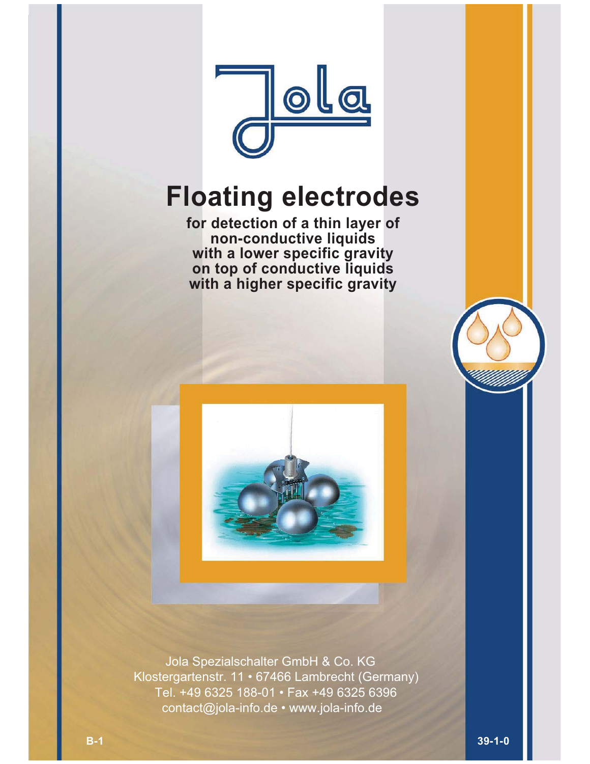# Floating electrodes

**for detection of a thin layer of non-conductive liquids with a lower specific gravity on top of conductive liquids with a higher specific gravity**

Jola Spezialschalter GmbH & Co. KG
Klostergartenstr. 11 • 67466 Lambrecht (Germany)
Tel. +49 6325 188-01 • Fax +49 6325 6396
contact@jola-info.de • www.jola-info.de

B-1

39-1-0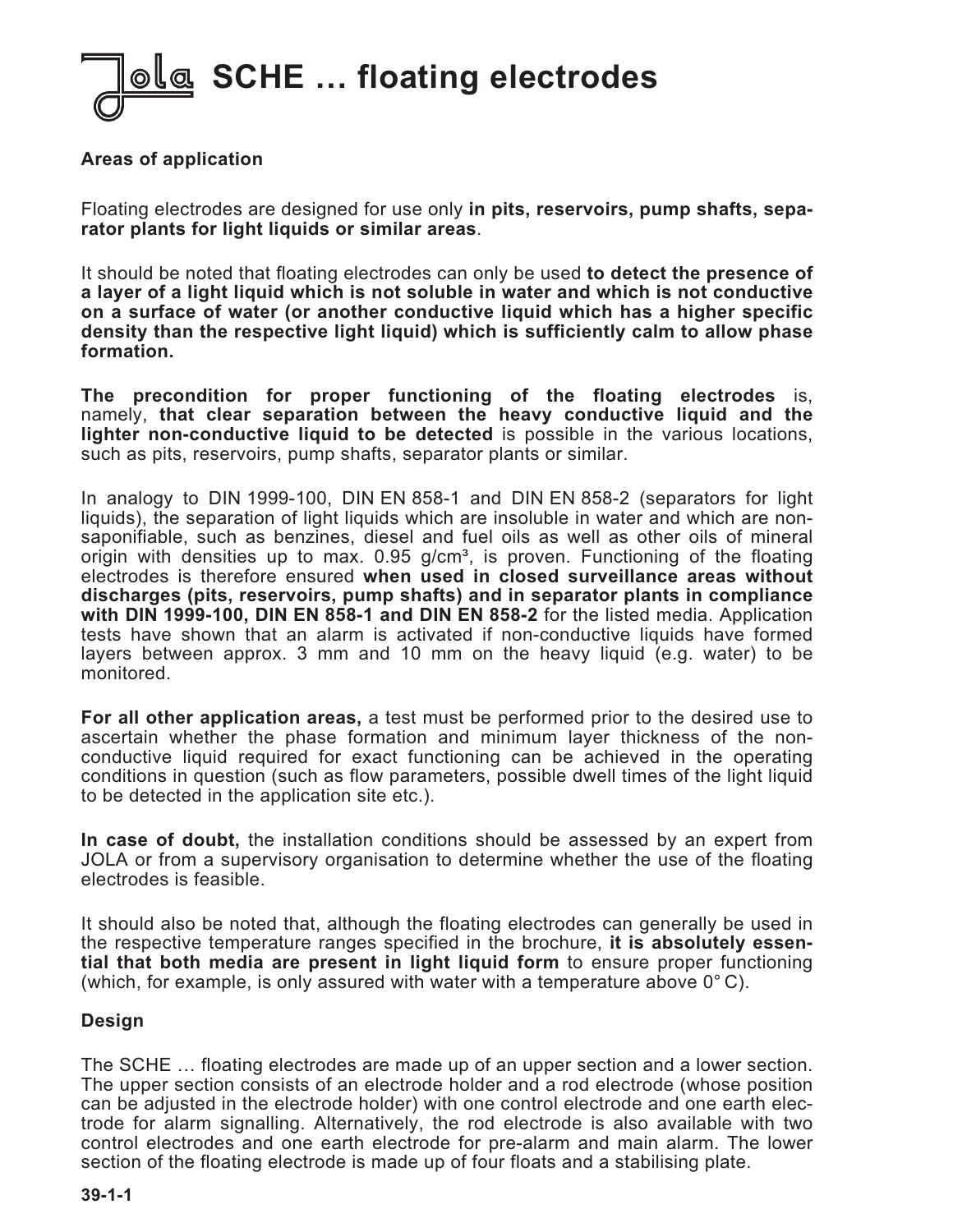# SCHE … floating electrodes

**Areas of application**

Floating electrodes are designed for use only **in pits, reservoirs, pump shafts, separator plants for light liquids or similar areas**.

It should be noted that floating electrodes can only be used **to detect the presence of a layer of a light liquid which is not soluble in water and which is not conductive on a surface of water (or another conductive liquid which has a higher specific density than the respective light liquid) which is sufficiently calm to allow phase formation.**

**The precondition for proper functioning of the floating electrodes** is, namely, **that clear separation between the heavy conductive liquid and the lighter non-conductive liquid to be detected** is possible in the various locations, such as pits, reservoirs, pump shafts, separator plants or similar.

In analogy to DIN 1999-100, DIN EN 858-1 and DIN EN 858-2 (separators for light liquids), the separation of light liquids which are insoluble in water and which are non-saponifiable, such as benzines, diesel and fuel oils as well as other oils of mineral origin with densities up to max. 0.95 g/cm³, is proven. Functioning of the floating electrodes is therefore ensured **when used in closed surveillance areas without discharges (pits, reservoirs, pump shafts) and in separator plants in compliance with DIN 1999-100, DIN EN 858-1 and DIN EN 858-2** for the listed media. Application tests have shown that an alarm is activated if non-conductive liquids have formed layers between approx. 3 mm and 10 mm on the heavy liquid (e.g. water) to be monitored.

**For all other application areas,** a test must be performed prior to the desired use to ascertain whether the phase formation and minimum layer thickness of the non-conductive liquid required for exact functioning can be achieved in the operating conditions in question (such as flow parameters, possible dwell times of the light liquid to be detected in the application site etc.).

**In case of doubt,** the installation conditions should be assessed by an expert from JOLA or from a supervisory organisation to determine whether the use of the floating electrodes is feasible.

It should also be noted that, although the floating electrodes can generally be used in the respective temperature ranges specified in the brochure, **it is absolutely essential that both media are present in light liquid form** to ensure proper functioning (which, for example, is only assured with water with a temperature above 0° C).

**Design**

The SCHE … floating electrodes are made up of an upper section and a lower section. The upper section consists of an electrode holder and a rod electrode (whose position can be adjusted in the electrode holder) with one control electrode and one earth electrode for alarm signalling. Alternatively, the rod electrode is also available with two control electrodes and one earth electrode for pre-alarm and main alarm. The lower section of the floating electrode is made up of four floats and a stabilising plate.

39-1-1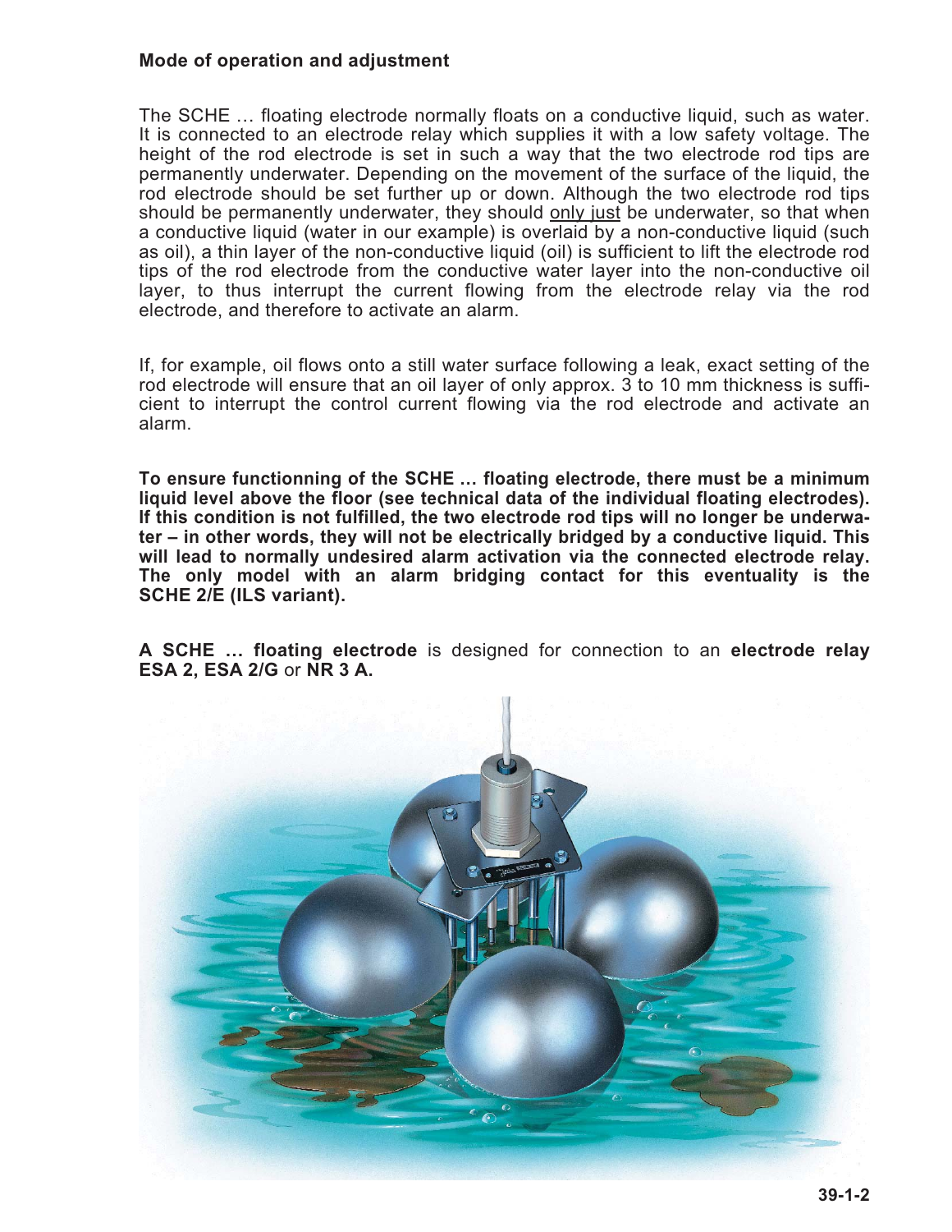**Mode of operation and adjustment**

The SCHE … floating electrode normally floats on a conductive liquid, such as water. It is connected to an electrode relay which supplies it with a low safety voltage. The height of the rod electrode is set in such a way that the two electrode rod tips are permanently underwater. Depending on the movement of the surface of the liquid, the rod electrode should be set further up or down. Although the two electrode rod tips should be permanently underwater, they should only just be underwater, so that when a conductive liquid (water in our example) is overlaid by a non-conductive liquid (such as oil), a thin layer of the non-conductive liquid (oil) is sufficient to lift the electrode rod tips of the rod electrode from the conductive water layer into the non-conductive oil layer, to thus interrupt the current flowing from the electrode relay via the rod electrode, and therefore to activate an alarm.

If, for example, oil flows onto a still water surface following a leak, exact setting of the rod electrode will ensure that an oil layer of only approx. 3 to 10 mm thickness is sufficient to interrupt the control current flowing via the rod electrode and activate an alarm.

**To ensure functionning of the SCHE … floating electrode, there must be a minimum liquid level above the floor (see technical data of the individual floating electrodes). If this condition is not fulfilled, the two electrode rod tips will no longer be underwater – in other words, they will not be electrically bridged by a conductive liquid. This will lead to normally undesired alarm activation via the connected electrode relay. The only model with an alarm bridging contact for this eventuality is the SCHE 2/E (ILS variant).**

**A SCHE … floating electrode** is designed for connection to an **electrode relay ESA 2, ESA 2/G** or **NR 3 A.**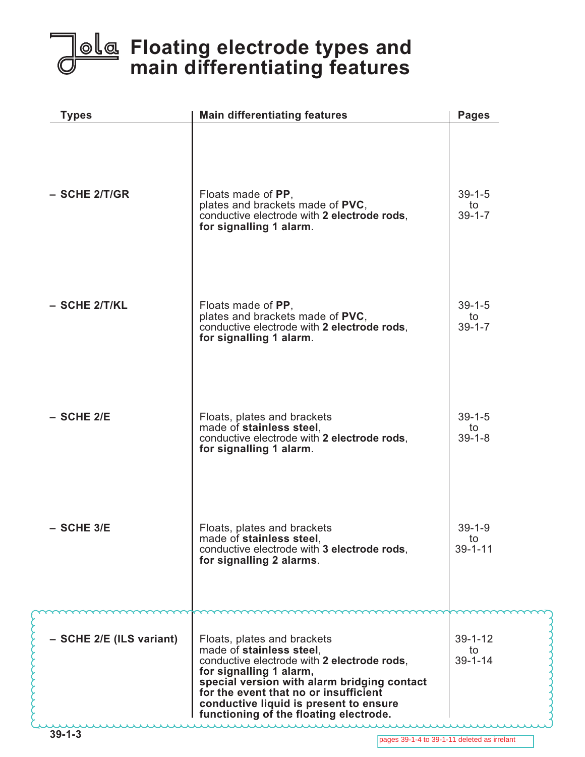# Floating electrode types and main differentiating features

| Types | Main differentiating features | Pages |
|---|---|---|
| – SCHE 2/T/GR | Floats made of **PP**, plates and brackets made of **PVC**, conductive electrode with **2 electrode rods**, **for signalling 1 alarm**. | 39-1-5 to 39-1-7 |
| – SCHE 2/T/KL | Floats made of **PP**, plates and brackets made of **PVC**, conductive electrode with **2 electrode rods**, **for signalling 1 alarm**. | 39-1-5 to 39-1-7 |
| – SCHE 2/E | Floats, plates and brackets made of **stainless steel**, conductive electrode with **2 electrode rods**, **for signalling 1 alarm**. | 39-1-5 to 39-1-8 |
| – SCHE 3/E | Floats, plates and brackets made of **stainless steel**, conductive electrode with **3 electrode rods**, **for signalling 2 alarms**. | 39-1-9 to 39-1-11 |
| – SCHE 2/E (ILS variant) | Floats, plates and brackets made of **stainless steel**, conductive electrode with **2 electrode rods**, **for signalling 1 alarm, special version with alarm bridging contact for the event that no or insufficient conductive liquid is present to ensure functioning of the floating electrode.** | 39-1-12 to 39-1-14 |

pages 39-1-4 to 39-1-11 deleted as irrelant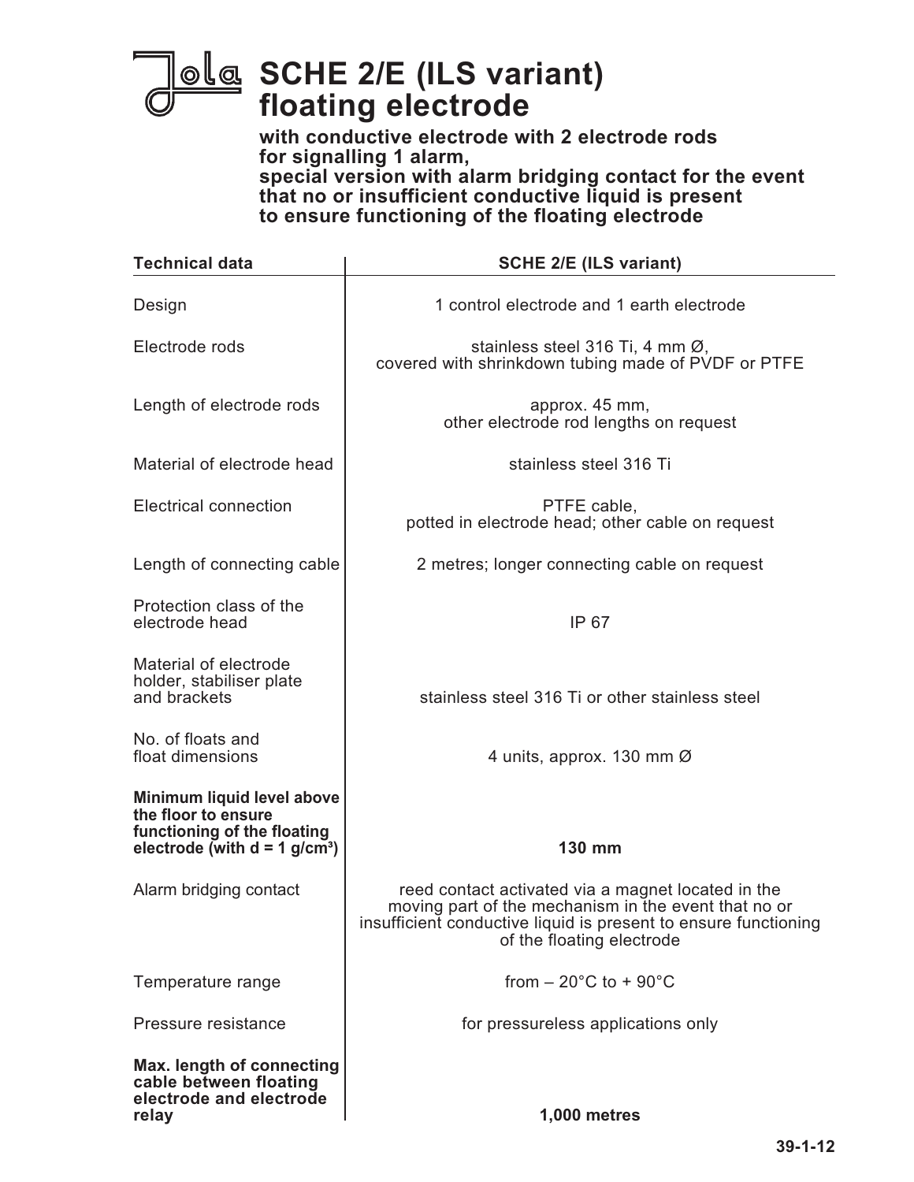# SCHE 2/E (ILS variant) floating electrode

**with conductive electrode with 2 electrode rods for signalling 1 alarm, special version with alarm bridging contact for the event that no or insufficient conductive liquid is present to ensure functioning of the floating electrode**

| Technical data | SCHE 2/E (ILS variant) |
|---|---|
| Design | 1 control electrode and 1 earth electrode |
| Electrode rods | stainless steel 316 Ti, 4 mm Ø, covered with shrinkdown tubing made of PVDF or PTFE |
| Length of electrode rods | approx. 45 mm, other electrode rod lengths on request |
| Material of electrode head | stainless steel 316 Ti |
| Electrical connection | PTFE cable, potted in electrode head; other cable on request |
| Length of connecting cable | 2 metres; longer connecting cable on request |
| Protection class of the electrode head | IP 67 |
| Material of electrode holder, stabiliser plate and brackets | stainless steel 316 Ti or other stainless steel |
| No. of floats and float dimensions | 4 units, approx. 130 mm Ø |
| **Minimum liquid level above the floor to ensure functioning of the floating electrode (with d = 1 g/cm³)** | **130 mm** |
| Alarm bridging contact | reed contact activated via a magnet located in the moving part of the mechanism in the event that no or insufficient conductive liquid is present to ensure functioning of the floating electrode |
| Temperature range | from – 20°C to + 90°C |
| Pressure resistance | for pressureless applications only |
| **Max. length of connecting cable between floating electrode and electrode relay** | **1,000 metres** |

39-1-12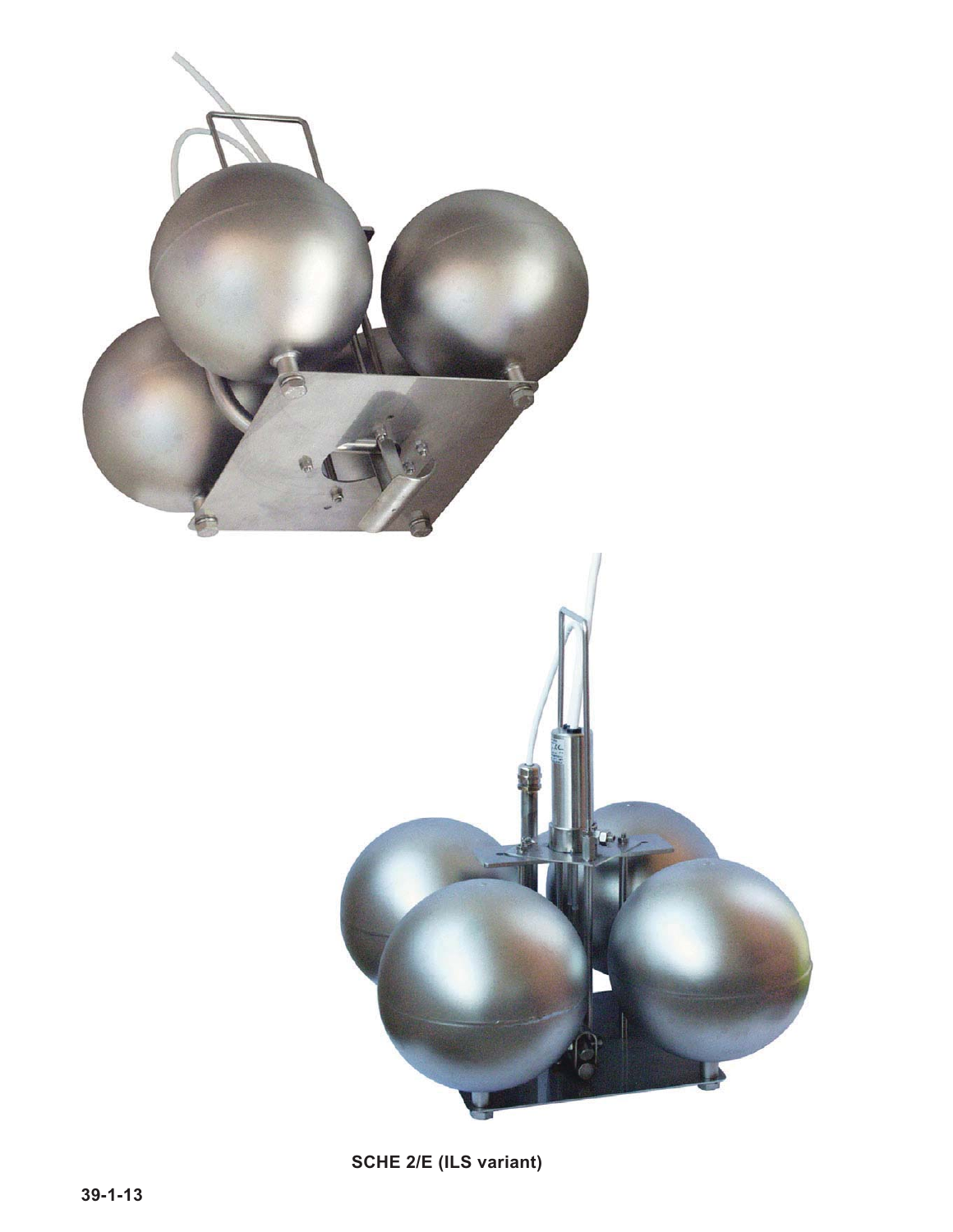SCHE 2/E (ILS variant)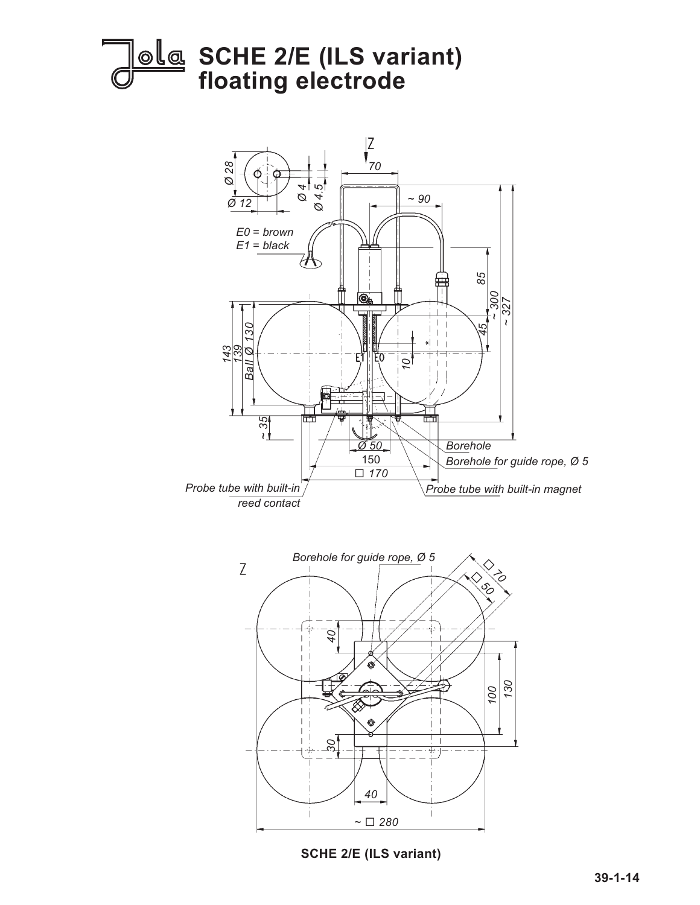# SCHE 2/E (ILS variant) floating electrode

Ø 28

Ø 12

Ø 4

Ø 4.5

Z

70

~ 90

E0 = brown
E1 = black

85

~ 300

~ 327

45

143

139

Ball Ø 130

E1 E0

10

*

~ 35

Ø 50

150

□ 170

Borehole

Borehole for guide rope, Ø 5

Probe tube with built-in reed contact

Probe tube with built-in magnet

Z

Borehole for guide rope, Ø 5

□ 70

□ 50

40

100

130

30

40

~ □ 280

**SCHE 2/E (ILS variant)**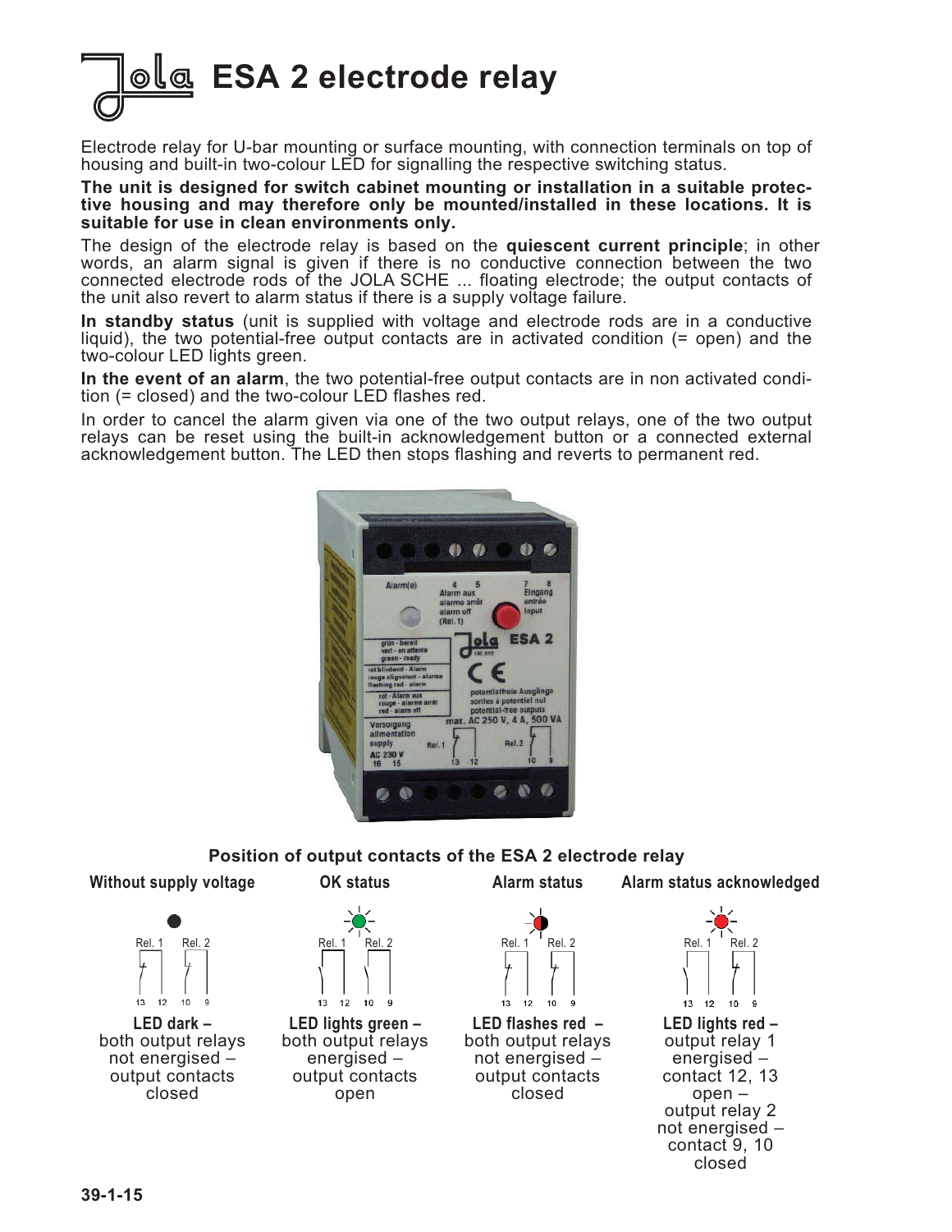# ESA 2 electrode relay

Electrode relay for U-bar mounting or surface mounting, with connection terminals on top of housing and built-in two-colour LED for signalling the respective switching status.

**The unit is designed for switch cabinet mounting or installation in a suitable protective housing and may therefore only be mounted/installed in these locations. It is suitable for use in clean environments only.**

The design of the electrode relay is based on the **quiescent current principle**; in other words, an alarm signal is given if there is no conductive connection between the two connected electrode rods of the JOLA SCHE ... floating electrode; the output contacts of the unit also revert to alarm status if there is a supply voltage failure.

**In standby status** (unit is supplied with voltage and electrode rods are in a conductive liquid), the two potential-free output contacts are in activated condition (= open) and the two-colour LED lights green.

**In the event of an alarm**, the two potential-free output contacts are in non activated condition (= closed) and the two-colour LED flashes red.

In order to cancel the alarm given via one of the two output relays, one of the two output relays can be reset using the built-in acknowledgement button or a connected external acknowledgement button. The LED then stops flashing and reverts to permanent red.

**Position of output contacts of the ESA 2 electrode relay**

| Without supply voltage | OK status | Alarm status | Alarm status acknowledged |
|---|---|---|---|
| **LED dark –** both output relays not energised – output contacts closed | **LED lights green –** both output relays energised – output contacts open | **LED flashes red –** both output relays not energised – output contacts closed | **LED lights red –** output relay 1 energised – contact 12, 13 open – output relay 2 not energised – contact 9, 10 closed |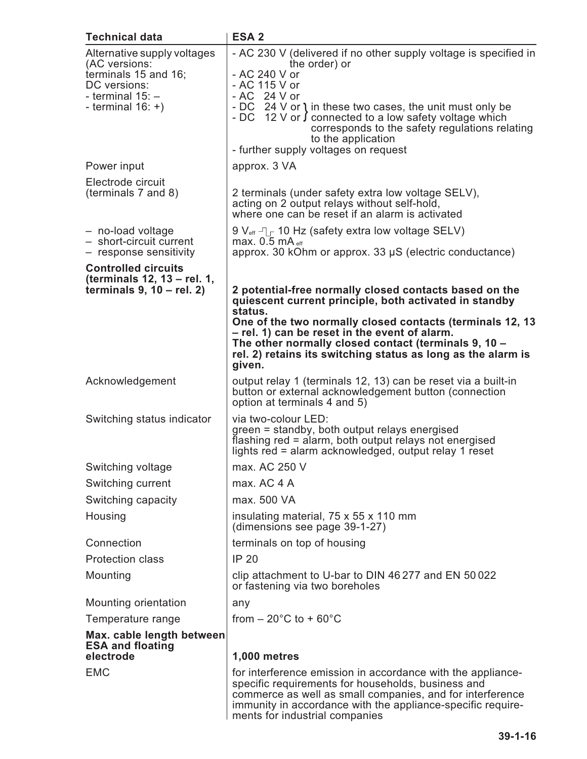| Technical data | ESA 2 |
|---|---|
| Alternative supply voltages (AC versions: terminals 15 and 16; DC versions: - terminal 15: – - terminal 16: +) | - AC 230 V (delivered if no other supply voltage is specified in the order) or<br>- AC 240 V or<br>- AC 115 V or<br>- AC 24 V or<br>- DC 24 V or<br>- DC 12 V or<br>} in these two cases, the unit must only be connected to a low safety voltage which corresponds to the safety regulations relating to the application<br>- further supply voltages on request |
| Power input | approx. 3 VA |
| Electrode circuit (terminals 7 and 8) | 2 terminals (under safety extra low voltage SELV), acting on 2 output relays without self-hold, where one can be reset if an alarm is activated |
| – no-load voltage<br>– short-circuit current<br>– response sensitivity | $9\ V_{eff}$ ⎍ 10 Hz (safety extra low voltage SELV)<br>max. $0.5\ mA_{eff}$<br>approx. 30 kOhm or approx. 33 µS (electric conductance) |
| **Controlled circuits (terminals 12, 13 – rel. 1, terminals 9, 10 – rel. 2)** | **2 potential-free normally closed contacts based on the quiescent current principle, both activated in standby status.**<br>**One of the two normally closed contacts (terminals 12, 13 – rel. 1) can be reset in the event of alarm.**<br>**The other normally closed contact (terminals 9, 10 – rel. 2) retains its switching status as long as the alarm is given.** |
| Acknowledgement | output relay 1 (terminals 12, 13) can be reset via a built-in button or external acknowledgement button (connection option at terminals 4 and 5) |
| Switching status indicator | via two-colour LED:<br>green = standby, both output relays energised<br>flashing red = alarm, both output relays not energised<br>lights red = alarm acknowledged, output relay 1 reset |
| Switching voltage | max. AC 250 V |
| Switching current | max. AC 4 A |
| Switching capacity | max. 500 VA |
| Housing | insulating material, 75 x 55 x 110 mm (dimensions see page 39-1-27) |
| Connection | terminals on top of housing |
| Protection class | IP 20 |
| Mounting | clip attachment to U-bar to DIN 46 277 and EN 50 022 or fastening via two boreholes |
| Mounting orientation | any |
| Temperature range | from – 20°C to + 60°C |
| **Max. cable length between ESA and floating electrode** | **1,000 metres** |
| EMC | for interference emission in accordance with the appliance-specific requirements for households, business and commerce as well as small companies, and for interference immunity in accordance with the appliance-specific requirements for industrial companies |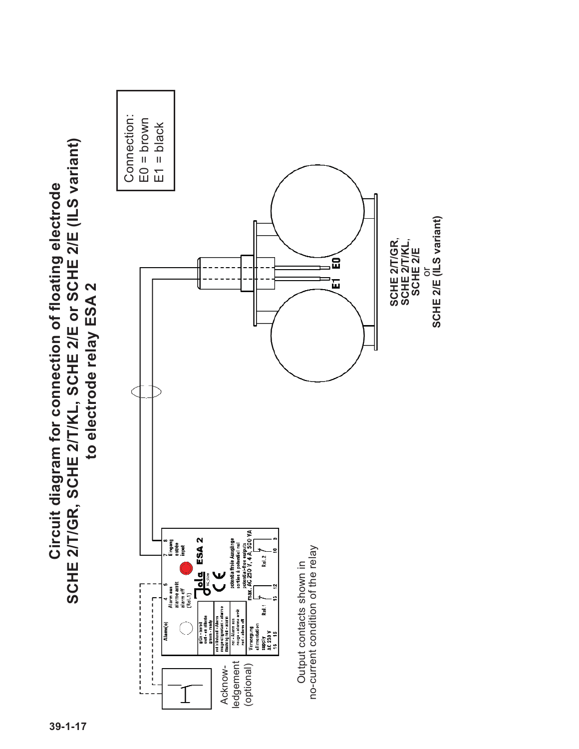# Circuit diagram for connection of floating electrode SCHE 2/T/GR, SCHE 2/T/KL, SCHE 2/E or SCHE 2/E (ILS variant) to electrode relay ESA 2

Connection:
E0 = brown
E1 = black

Alarm(e)

4 5
Alarm aus
alarme arrêt
alarm off
(Rel.1)

7 8
Eingang
entrée
input

grün - bereit
vert - en attente
green - ready

rot blinkend - Alarm
rouge clignotant - alarme
flashing red - alarm

rot - Alarm aus
rouge - alarme arrêt
red - alarm off

Versorgung
alimentation
supply
AC 230 V
16 15

Rel.1
13 12

Jola
ESA 2

potentialfreie Ausgänge
sorties à potentiel nul
potential-free outputs
max. AC 250 V, 4 A 500 VA

Rel.2
10 9

Acknowledgement (optional)

Output contacts shown in no-current condition of the relay

E1 E0

SCHE 2/T/GR,
SCHE 2/T/KL,
SCHE 2/E
or
SCHE 2/E (ILS variant)

39-1-17